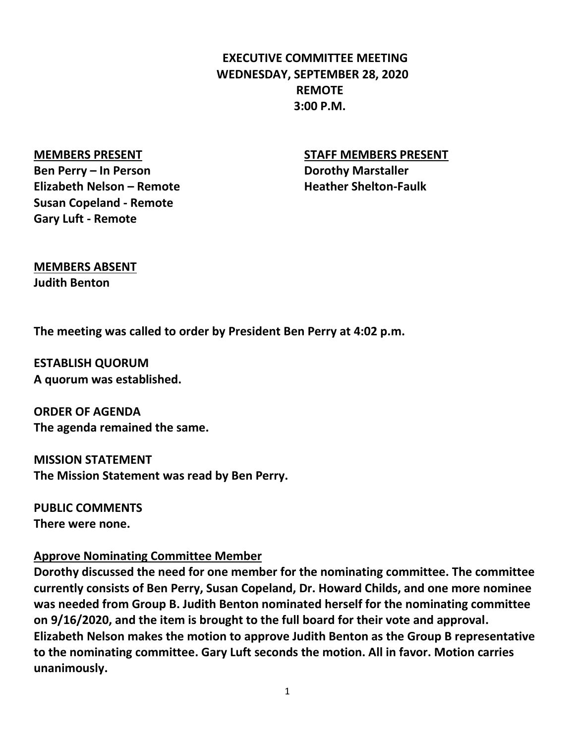# EXECUTIVE COMMITTEE MEETING
## WEDNESDAY, SEPTEMBER 28, 2020
## REMOTE
## 3:00 P.M.

**MEMBERS PRESENT**

**Ben Perry – In Person**
**Elizabeth Nelson – Remote**
**Susan Copeland - Remote**
**Gary Luft - Remote**

**STAFF MEMBERS PRESENT**

**Dorothy Marstaller**
**Heather Shelton-Faulk**

**MEMBERS ABSENT**

**Judith Benton**

**The meeting was called to order by President Ben Perry at 4:02 p.m.**

**ESTABLISH QUORUM**
**A quorum was established.**

**ORDER OF AGENDA**
**The agenda remained the same.**

**MISSION STATEMENT**
**The Mission Statement was read by Ben Perry.**

**PUBLIC COMMENTS**
**There were none.**

**Approve Nominating Committee Member**

**Dorothy discussed the need for one member for the nominating committee. The committee currently consists of Ben Perry, Susan Copeland, Dr. Howard Childs, and one more nominee was needed from Group B. Judith Benton nominated herself for the nominating committee on 9/16/2020, and the item is brought to the full board for their vote and approval. Elizabeth Nelson makes the motion to approve Judith Benton as the Group B representative to the nominating committee. Gary Luft seconds the motion. All in favor. Motion carries unanimously.**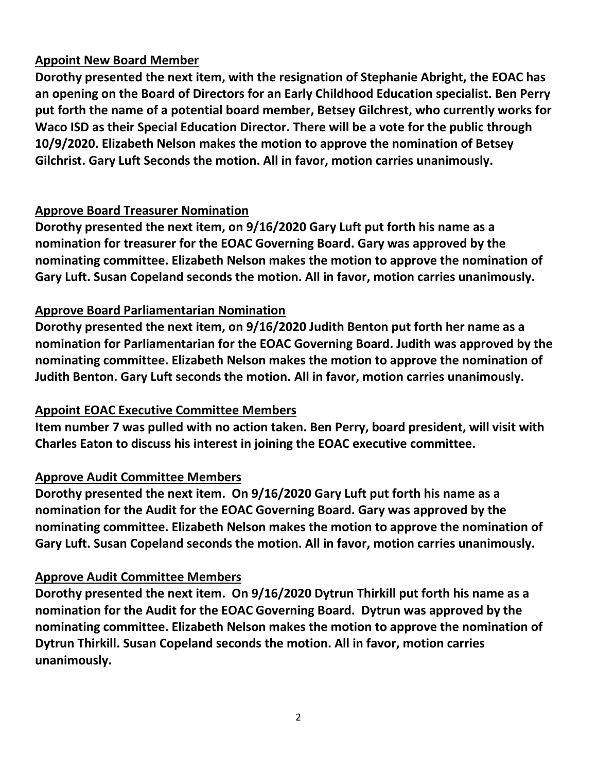### Appoint New Board Member

**Dorothy presented the next item, with the resignation of Stephanie Abright, the EOAC has an opening on the Board of Directors for an Early Childhood Education specialist. Ben Perry put forth the name of a potential board member, Betsey Gilchrest, who currently works for Waco ISD as their Special Education Director. There will be a vote for the public through 10/9/2020. Elizabeth Nelson makes the motion to approve the nomination of Betsey Gilchrist. Gary Luft Seconds the motion. All in favor, motion carries unanimously.**

### Approve Board Treasurer Nomination

**Dorothy presented the next item, on 9/16/2020 Gary Luft put forth his name as a nomination for treasurer for the EOAC Governing Board. Gary was approved by the nominating committee. Elizabeth Nelson makes the motion to approve the nomination of Gary Luft. Susan Copeland seconds the motion. All in favor, motion carries unanimously.**

### Approve Board Parliamentarian Nomination

**Dorothy presented the next item, on 9/16/2020 Judith Benton put forth her name as a nomination for Parliamentarian for the EOAC Governing Board. Judith was approved by the nominating committee. Elizabeth Nelson makes the motion to approve the nomination of Judith Benton. Gary Luft seconds the motion. All in favor, motion carries unanimously.**

### Appoint EOAC Executive Committee Members

**Item number 7 was pulled with no action taken. Ben Perry, board president, will visit with Charles Eaton to discuss his interest in joining the EOAC executive committee.**

### Approve Audit Committee Members

**Dorothy presented the next item. On 9/16/2020 Gary Luft put forth his name as a nomination for the Audit for the EOAC Governing Board. Gary was approved by the nominating committee. Elizabeth Nelson makes the motion to approve the nomination of Gary Luft. Susan Copeland seconds the motion. All in favor, motion carries unanimously.**

### Approve Audit Committee Members

**Dorothy presented the next item. On 9/16/2020 Dytrun Thirkill put forth his name as a nomination for the Audit for the EOAC Governing Board. Dytrun was approved by the nominating committee. Elizabeth Nelson makes the motion to approve the nomination of Dytrun Thirkill. Susan Copeland seconds the motion. All in favor, motion carries unanimously.**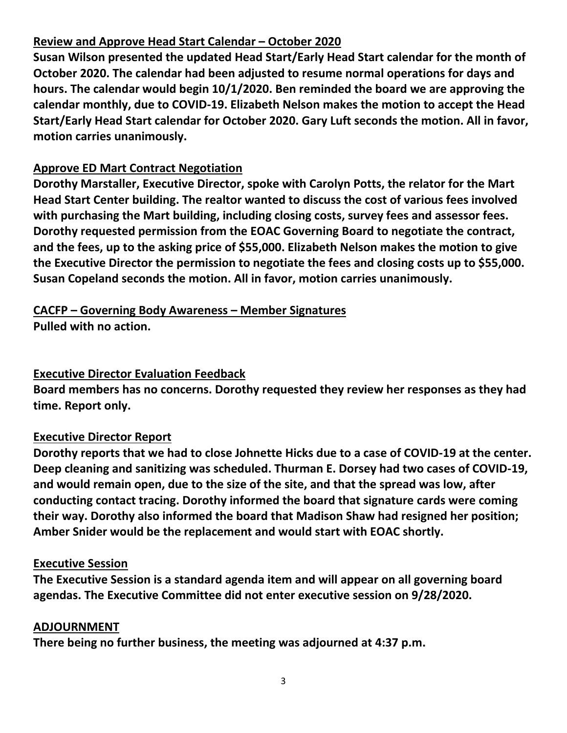**Review and Approve Head Start Calendar – October 2020**

**Susan Wilson presented the updated Head Start/Early Head Start calendar for the month of October 2020. The calendar had been adjusted to resume normal operations for days and hours. The calendar would begin 10/1/2020. Ben reminded the board we are approving the calendar monthly, due to COVID-19. Elizabeth Nelson makes the motion to accept the Head Start/Early Head Start calendar for October 2020. Gary Luft seconds the motion. All in favor, motion carries unanimously.**

**Approve ED Mart Contract Negotiation**

**Dorothy Marstaller, Executive Director, spoke with Carolyn Potts, the relator for the Mart Head Start Center building. The realtor wanted to discuss the cost of various fees involved with purchasing the Mart building, including closing costs, survey fees and assessor fees. Dorothy requested permission from the EOAC Governing Board to negotiate the contract, and the fees, up to the asking price of $55,000. Elizabeth Nelson makes the motion to give the Executive Director the permission to negotiate the fees and closing costs up to $55,000. Susan Copeland seconds the motion. All in favor, motion carries unanimously.**

**CACFP – Governing Body Awareness – Member Signatures**

**Pulled with no action.**

**Executive Director Evaluation Feedback**

**Board members has no concerns. Dorothy requested they review her responses as they had time. Report only.**

**Executive Director Report**

**Dorothy reports that we had to close Johnette Hicks due to a case of COVID-19 at the center. Deep cleaning and sanitizing was scheduled. Thurman E. Dorsey had two cases of COVID-19, and would remain open, due to the size of the site, and that the spread was low, after conducting contact tracing. Dorothy informed the board that signature cards were coming their way. Dorothy also informed the board that Madison Shaw had resigned her position; Amber Snider would be the replacement and would start with EOAC shortly.**

**Executive Session**

**The Executive Session is a standard agenda item and will appear on all governing board agendas. The Executive Committee did not enter executive session on 9/28/2020.**

**ADJOURNMENT**

**There being no further business, the meeting was adjourned at 4:37 p.m.**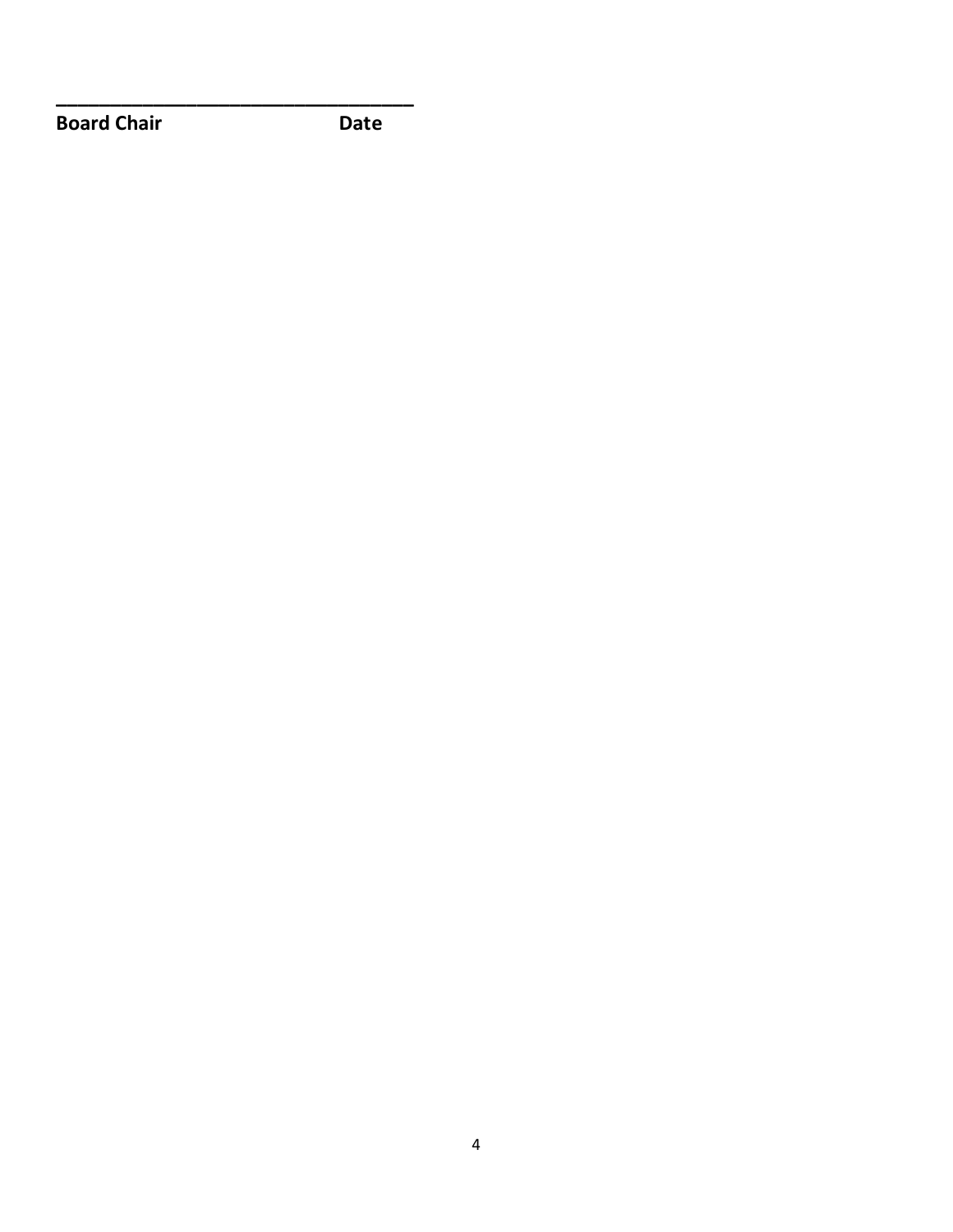\_\_\_\_\_\_\_\_\_\_\_\_\_\_\_\_\_\_\_\_\_\_\_\_\_\_\_\_\_\_\_\_\_\_\_

**Board Chair** **Date**